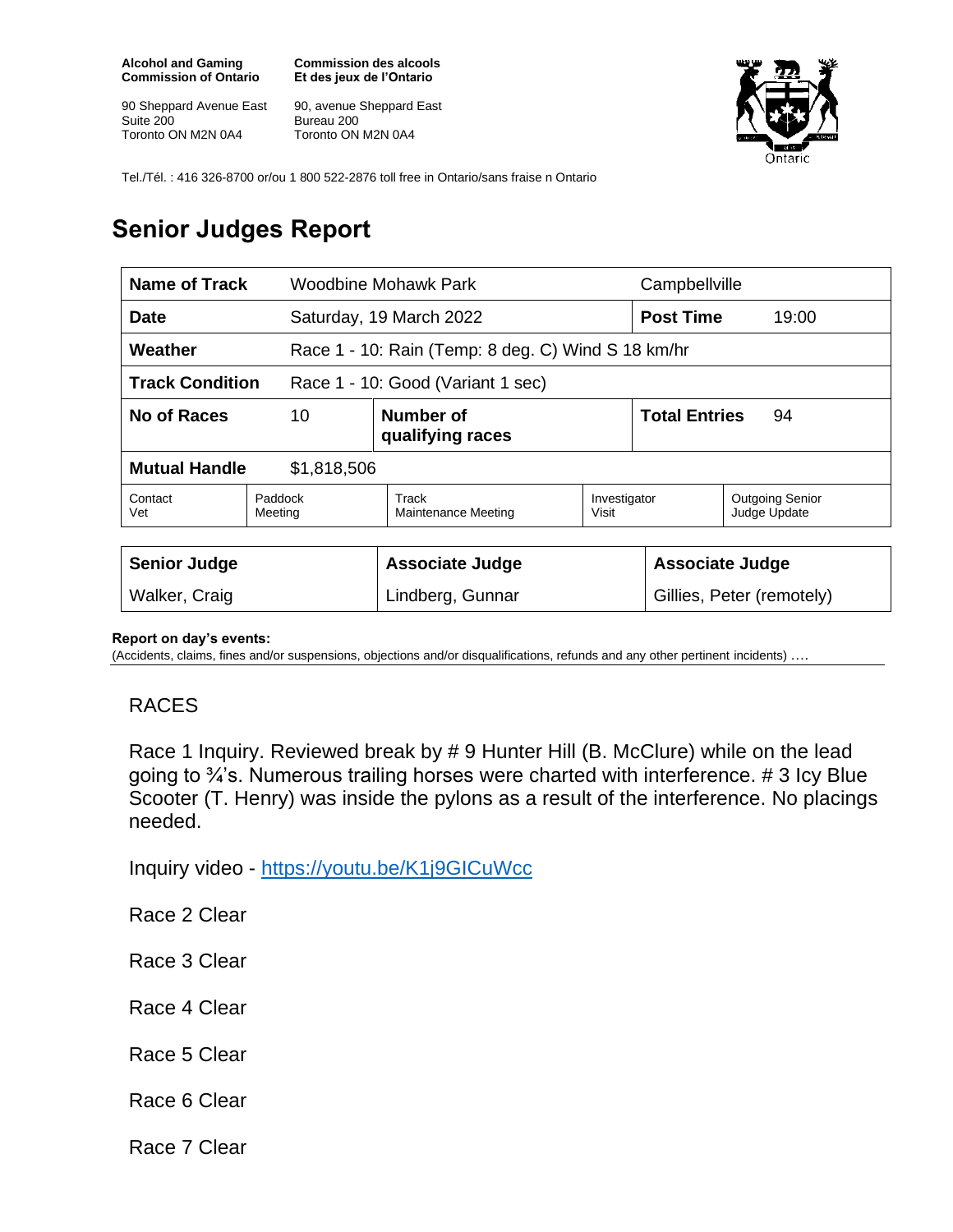**Alcohol and Gaming Commission of Ontario**

90 Sheppard Avenue East
Suite 200
Toronto ON M2N 0A4

**Commission des alcools Et des jeux de l'Ontario**

90, avenue Sheppard East
Bureau 200
Toronto ON M2N 0A4

Tel./Tél. : 416 326-8700 or/ou 1 800 522-2876 toll free in Ontario/sans fraise n Ontario

# Senior Judges Report

| **Name of Track** | Woodbine Mohawk Park | | Campbellville | |
|---|---|---|---|---|
| **Date** | Saturday, 19 March 2022 | | **Post Time** | 19:00 |
| **Weather** | Race 1 - 10: Rain (Temp: 8 deg. C) Wind S 18 km/hr | | | |
| **Track Condition** | Race 1 - 10: Good (Variant 1 sec) | | | |
| **No of Races** | 10 | **Number of qualifying races** | **Total Entries** | 94 |
| **Mutual Handle** | $1,818,506 | | | |

| Contact Vet | Paddock Meeting | Track Maintenance Meeting | Investigator Visit | Outgoing Senior Judge Update |
|---|---|---|---|---|

| **Senior Judge** | **Associate Judge** | **Associate Judge** |
|---|---|---|
| Walker, Craig | Lindberg, Gunnar | Gillies, Peter (remotely) |

**Report on day's events:**
(Accidents, claims, fines and/or suspensions, objections and/or disqualifications, refunds and any other pertinent incidents) ….

RACES

Race 1 Inquiry. Reviewed break by # 9 Hunter Hill (B. McClure) while on the lead going to ¾'s. Numerous trailing horses were charted with interference. # 3 Icy Blue Scooter (T. Henry) was inside the pylons as a result of the interference. No placings needed.

Inquiry video - https://youtu.be/K1j9GICuWcc

Race 2 Clear

Race 3 Clear

Race 4 Clear

Race 5 Clear

Race 6 Clear

Race 7 Clear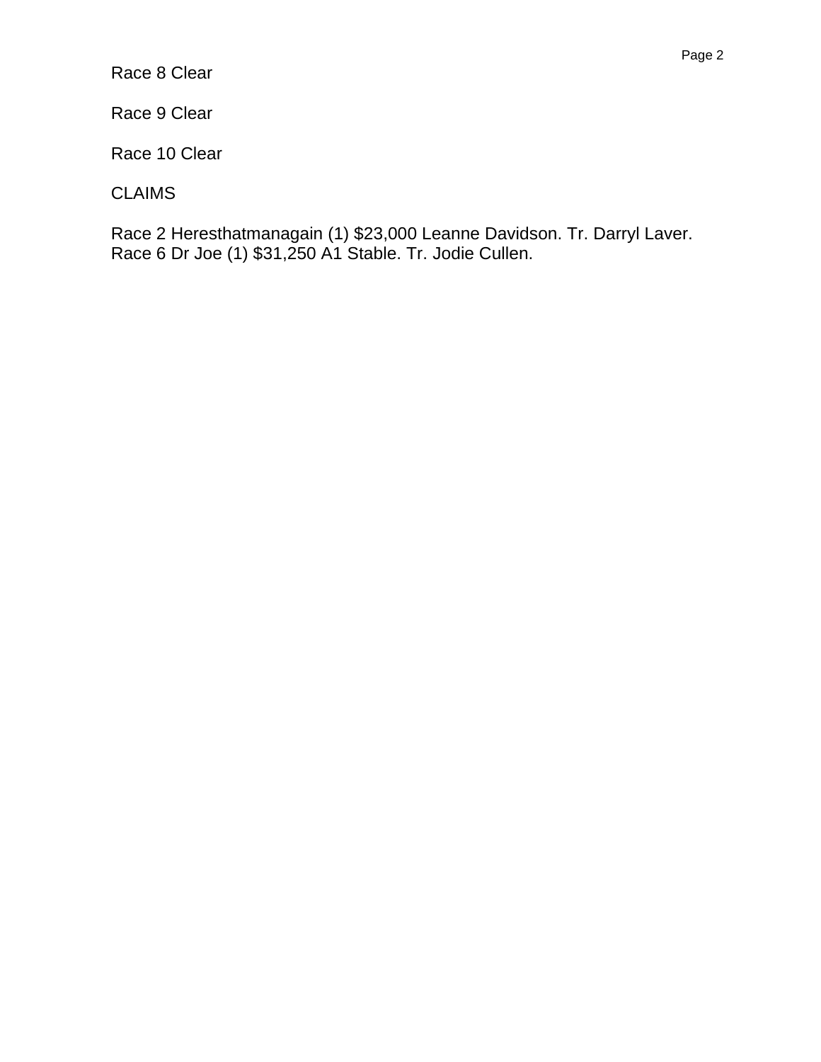Race 8 Clear

Race 9 Clear

Race 10 Clear

CLAIMS

Race 2 Heresthatmanagain (1) $23,000 Leanne Davidson. Tr. Darryl Laver.
Race 6 Dr Joe (1) $31,250 A1 Stable. Tr. Jodie Cullen.